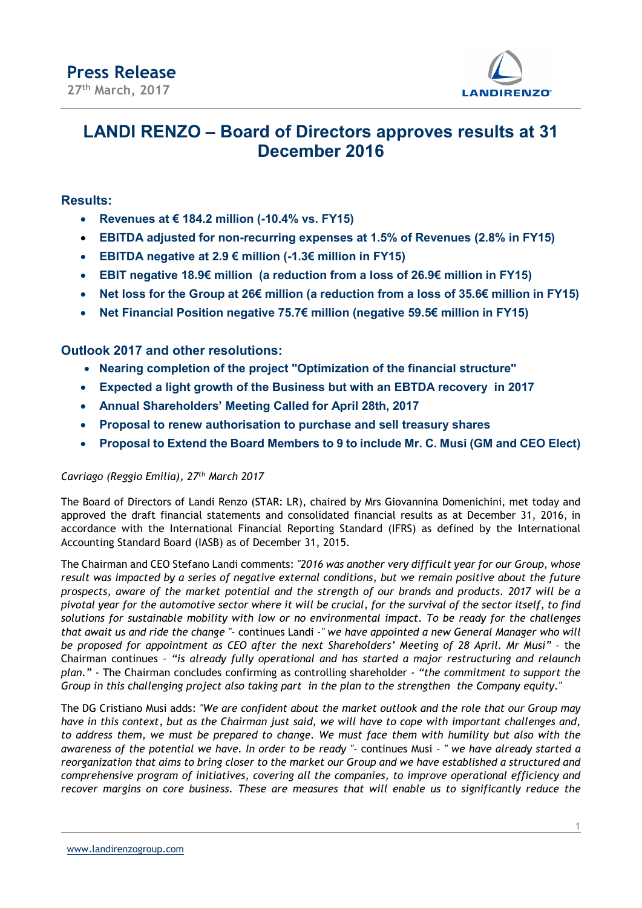Press Release
27th March, 2017

# LANDI RENZO – Board of Directors approves results at 31 December 2016

## Results:

- **Revenues at € 184.2 million (-10.4% vs. FY15)**
- **EBITDA adjusted for non-recurring expenses at 1.5% of Revenues (2.8% in FY15)**
- **EBITDA negative at 2.9 € million (-1.3€ million in FY15)**
- **EBIT negative 18.9€ million (a reduction from a loss of 26.9€ million in FY15)**
- **Net loss for the Group at 26€ million (a reduction from a loss of 35.6€ million in FY15)**
- **Net Financial Position negative 75.7€ million (negative 59.5€ million in FY15)**

## Outlook 2017 and other resolutions:

- **Nearing completion of the project "Optimization of the financial structure"**
- **Expected a light growth of the Business but with an EBTDA recovery in 2017**
- **Annual Shareholders' Meeting Called for April 28th, 2017**
- **Proposal to renew authorisation to purchase and sell treasury shares**
- **Proposal to Extend the Board Members to 9 to include Mr. C. Musi (GM and CEO Elect)**

*Cavriago (Reggio Emilia), 27th March 2017*

The Board of Directors of Landi Renzo (STAR: LR), chaired by Mrs Giovannina Domenichini, met today and approved the draft financial statements and consolidated financial results as at December 31, 2016, in accordance with the International Financial Reporting Standard (IFRS) as defined by the International Accounting Standard Board (IASB) as of December 31, 2015.

The Chairman and CEO Stefano Landi comments: *"2016 was another very difficult year for our Group, whose result was impacted by a series of negative external conditions, but we remain positive about the future prospects, aware of the market potential and the strength of our brands and products. 2017 will be a pivotal year for the automotive sector where it will be crucial, for the survival of the sector itself, to find solutions for sustainable mobility with low or no environmental impact. To be ready for the challenges that await us and ride the change "*- continues Landi -*" we have appointed a new General Manager who will be proposed for appointment as CEO after the next Shareholders' Meeting of 28 April. Mr Musi"* – the Chairman continues – *"is already fully operational and has started a major restructuring and relaunch plan."* - The Chairman concludes confirming as controlling shareholder - *"the commitment to support the Group in this challenging project also taking part in the plan to the strengthen the Company equity."*

The DG Cristiano Musi adds: *"We are confident about the market outlook and the role that our Group may have in this context, but as the Chairman just said, we will have to cope with important challenges and, to address them, we must be prepared to change. We must face them with humility but also with the awareness of the potential we have. In order to be ready "*- continues Musi - *" we have already started a reorganization that aims to bring closer to the market our Group and we have established a structured and comprehensive program of initiatives, covering all the companies, to improve operational efficiency and recover margins on core business. These are measures that will enable us to significantly reduce the*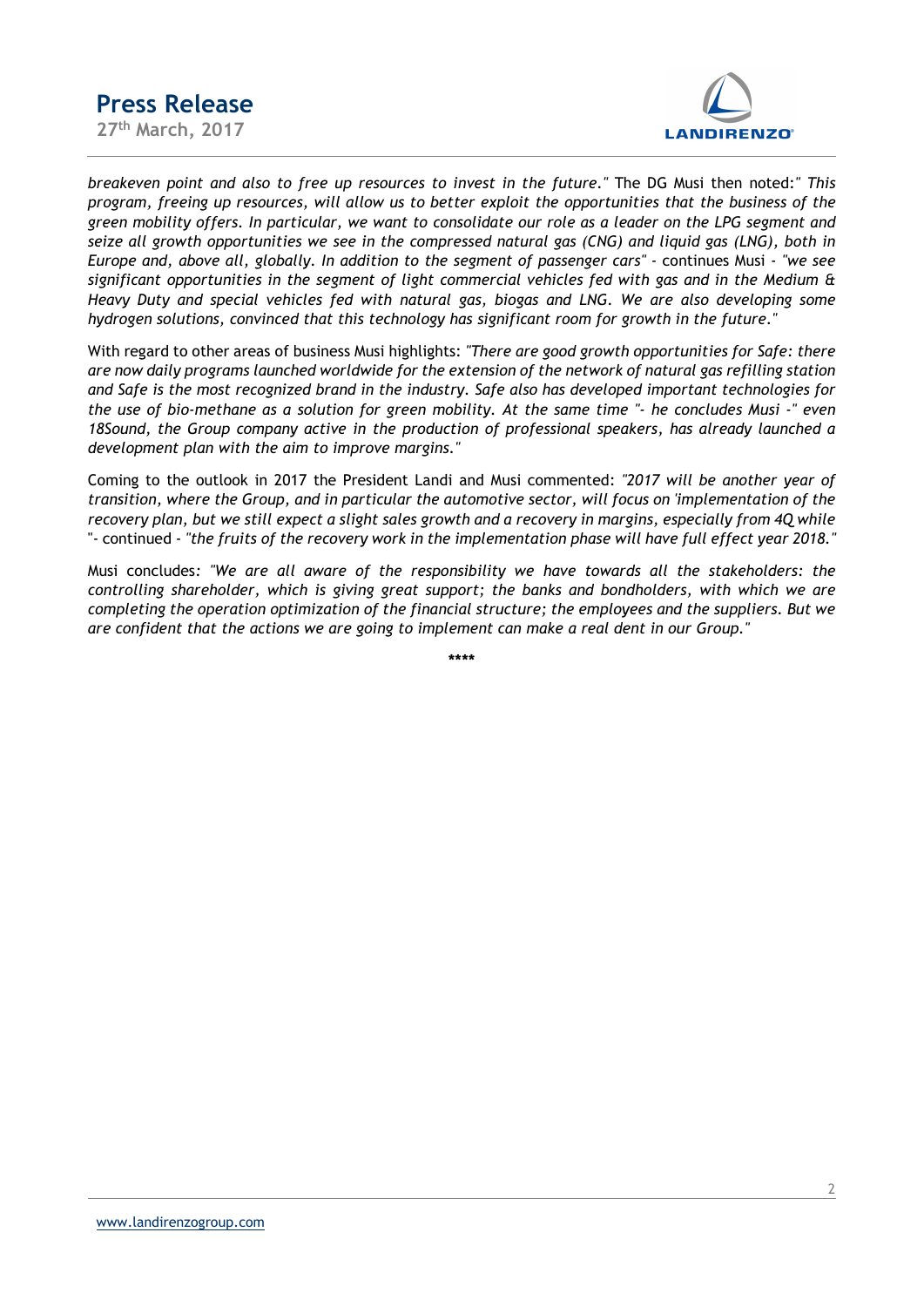*breakeven point and also to free up resources to invest in the future."* The DG Musi then noted:*" This program, freeing up resources, will allow us to better exploit the opportunities that the business of the green mobility offers. In particular, we want to consolidate our role as a leader on the LPG segment and seize all growth opportunities we see in the compressed natural gas (CNG) and liquid gas (LNG), both in Europe and, above all, globally. In addition to the segment of passenger cars"* - continues Musi - *"we see significant opportunities in the segment of light commercial vehicles fed with gas and in the Medium & Heavy Duty and special vehicles fed with natural gas, biogas and LNG. We are also developing some hydrogen solutions, convinced that this technology has significant room for growth in the future."*

With regard to other areas of business Musi highlights: *"There are good growth opportunities for Safe: there are now daily programs launched worldwide for the extension of the network of natural gas refilling station and Safe is the most recognized brand in the industry. Safe also has developed important technologies for the use of bio-methane as a solution for green mobility. At the same time "- he concludes Musi -" even 18Sound, the Group company active in the production of professional speakers, has already launched a development plan with the aim to improve margins."*

Coming to the outlook in 2017 the President Landi and Musi commented: *"2017 will be another year of transition, where the Group, and in particular the automotive sector, will focus on 'implementation of the recovery plan, but we still expect a slight sales growth and a recovery in margins, especially from 4Q while* "- continued - *"the fruits of the recovery work in the implementation phase will have full effect year 2018."*

Musi concludes: *"We are all aware of the responsibility we have towards all the stakeholders: the controlling shareholder, which is giving great support; the banks and bondholders, with which we are completing the operation optimization of the financial structure; the employees and the suppliers. But we are confident that the actions we are going to implement can make a real dent in our Group."*

****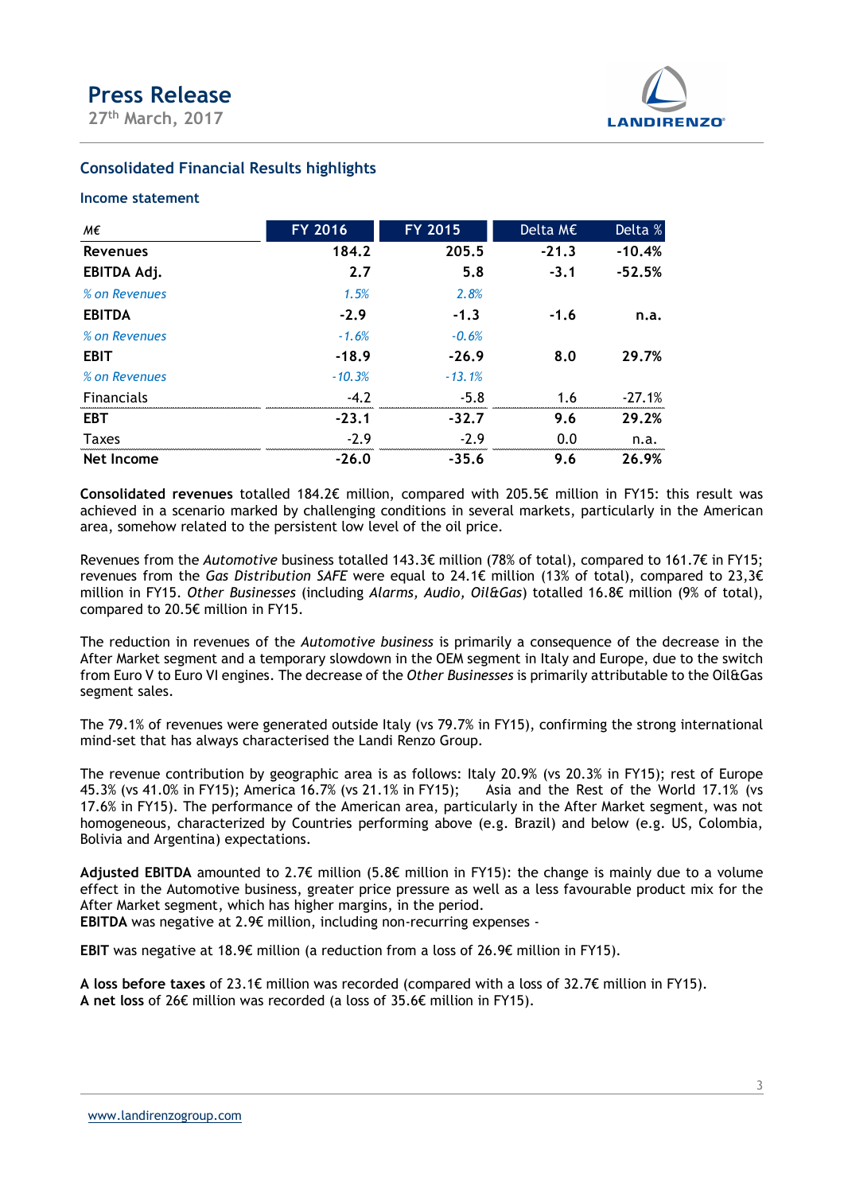# Press Release

27th March, 2017

## Consolidated Financial Results highlights

### Income statement

| M€ | FY 2016 | FY 2015 | Delta M€ | Delta % |
|---|---|---|---|---|
| **Revenues** | **184.2** | **205.5** | **-21.3** | **-10.4%** |
| **EBITDA Adj.** | **2.7** | **5.8** | **-3.1** | **-52.5%** |
| *% on Revenues* | *1.5%* | *2.8%* | | |
| **EBITDA** | **-2.9** | **-1.3** | **-1.6** | **n.a.** |
| *% on Revenues* | *-1.6%* | *-0.6%* | | |
| **EBIT** | **-18.9** | **-26.9** | **8.0** | **29.7%** |
| *% on Revenues* | *-10.3%* | *-13.1%* | | |
| Financials | -4.2 | -5.8 | 1.6 | -27.1% |
| **EBT** | **-23.1** | **-32.7** | **9.6** | **29.2%** |
| Taxes | -2.9 | -2.9 | 0.0 | n.a. |
| **Net Income** | **-26.0** | **-35.6** | **9.6** | **26.9%** |

**Consolidated revenues** totalled 184.2€ million, compared with 205.5€ million in FY15: this result was achieved in a scenario marked by challenging conditions in several markets, particularly in the American area, somehow related to the persistent low level of the oil price.

Revenues from the *Automotive* business totalled 143.3€ million (78% of total), compared to 161.7€ in FY15; revenues from the *Gas Distribution SAFE* were equal to 24.1€ million (13% of total), compared to 23,3€ million in FY15. *Other Businesses* (including *Alarms, Audio, Oil&Gas*) totalled 16.8€ million (9% of total), compared to 20.5€ million in FY15.

The reduction in revenues of the *Automotive business* is primarily a consequence of the decrease in the After Market segment and a temporary slowdown in the OEM segment in Italy and Europe, due to the switch from Euro V to Euro VI engines. The decrease of the *Other Businesses* is primarily attributable to the Oil&Gas segment sales.

The 79.1% of revenues were generated outside Italy (vs 79.7% in FY15), confirming the strong international mind-set that has always characterised the Landi Renzo Group.

The revenue contribution by geographic area is as follows: Italy 20.9% (vs 20.3% in FY15); rest of Europe 45.3% (vs 41.0% in FY15); America 16.7% (vs 21.1% in FY15); Asia and the Rest of the World 17.1% (vs 17.6% in FY15). The performance of the American area, particularly in the After Market segment, was not homogeneous, characterized by Countries performing above (e.g. Brazil) and below (e.g. US, Colombia, Bolivia and Argentina) expectations.

**Adjusted EBITDA** amounted to 2.7€ million (5.8€ million in FY15): the change is mainly due to a volume effect in the Automotive business, greater price pressure as well as a less favourable product mix for the After Market segment, which has higher margins, in the period.
**EBITDA** was negative at 2.9€ million, including non-recurring expenses -

**EBIT** was negative at 18.9€ million (a reduction from a loss of 26.9€ million in FY15).

**A loss before taxes** of 23.1€ million was recorded (compared with a loss of 32.7€ million in FY15).
**A net loss** of 26€ million was recorded (a loss of 35.6€ million in FY15).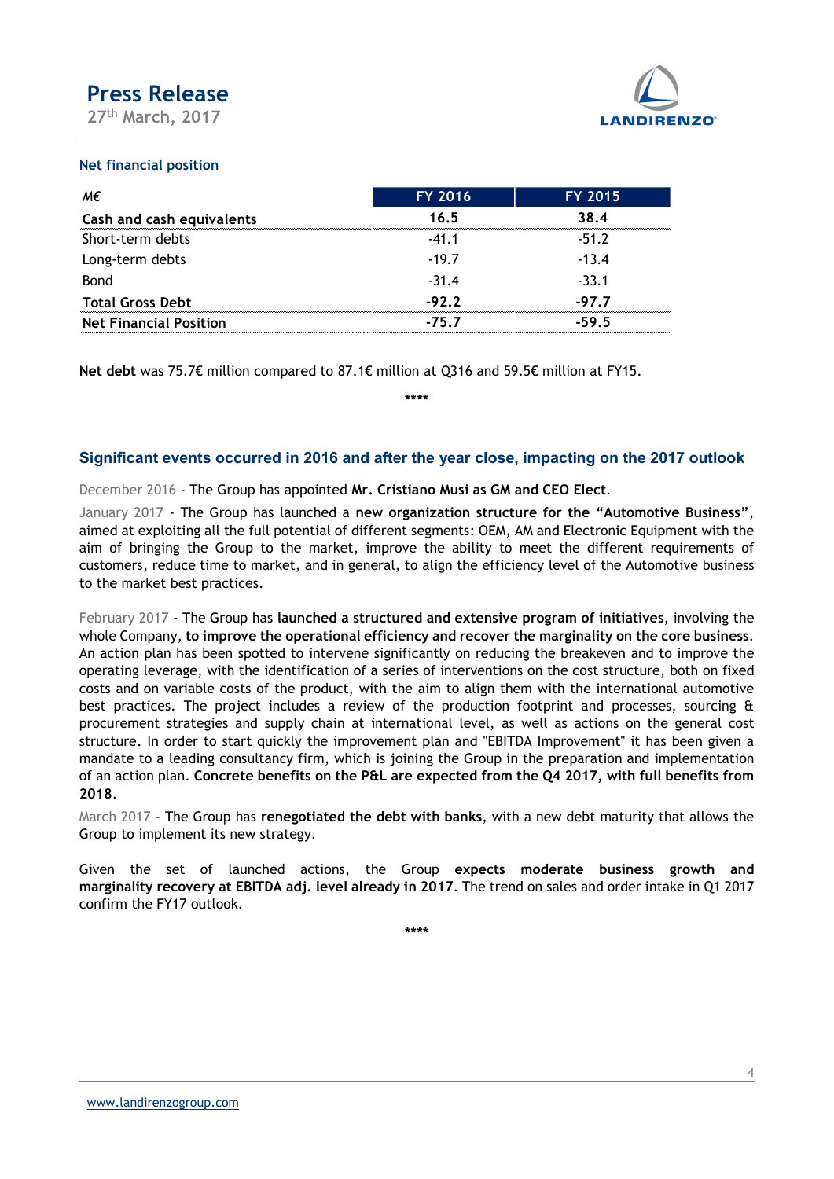### Net financial position

| M€ | FY 2016 | FY 2015 |
|---|---|---|
| **Cash and cash equivalents** | **16.5** | **38.4** |
| Short-term debts | -41.1 | -51.2 |
| Long-term debts | -19.7 | -13.4 |
| Bond | -31.4 | -33.1 |
| **Total Gross Debt** | **-92.2** | **-97.7** |
| **Net Financial Position** | **-75.7** | **-59.5** |

**Net debt** was 75.7€ million compared to 87.1€ million at Q316 and 59.5€ million at FY15.

****

## Significant events occurred in 2016 and after the year close, impacting on the 2017 outlook

December 2016 - The Group has appointed **Mr. Cristiano Musi as GM and CEO Elect**.

January 2017 - The Group has launched a **new organization structure for the "Automotive Business"**, aimed at exploiting all the full potential of different segments: OEM, AM and Electronic Equipment with the aim of bringing the Group to the market, improve the ability to meet the different requirements of customers, reduce time to market, and in general, to align the efficiency level of the Automotive business to the market best practices.

February 2017 - The Group has **launched a structured and extensive program of initiatives**, involving the whole Company, **to improve the operational efficiency and recover the marginality on the core business**. An action plan has been spotted to intervene significantly on reducing the breakeven and to improve the operating leverage, with the identification of a series of interventions on the cost structure, both on fixed costs and on variable costs of the product, with the aim to align them with the international automotive best practices. The project includes a review of the production footprint and processes, sourcing & procurement strategies and supply chain at international level, as well as actions on the general cost structure. In order to start quickly the improvement plan and "EBITDA Improvement" it has been given a mandate to a leading consultancy firm, which is joining the Group in the preparation and implementation of an action plan. **Concrete benefits on the P&L are expected from the Q4 2017, with full benefits from 2018**.

March 2017 - The Group has **renegotiated the debt with banks**, with a new debt maturity that allows the Group to implement its new strategy.

Given the set of launched actions, the Group **expects moderate business growth and marginality recovery at EBITDA adj. level already in 2017**. The trend on sales and order intake in Q1 2017 confirm the FY17 outlook.

****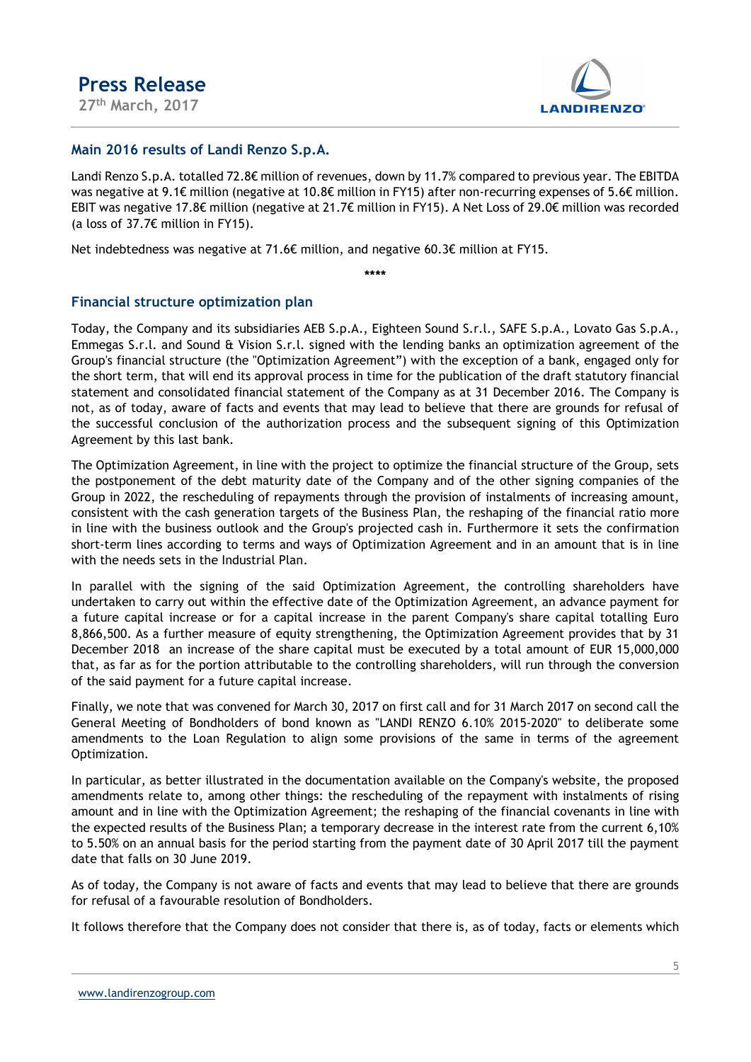## Main 2016 results of Landi Renzo S.p.A.

Landi Renzo S.p.A. totalled 72.8€ million of revenues, down by 11.7% compared to previous year. The EBITDA was negative at 9.1€ million (negative at 10.8€ million in FY15) after non-recurring expenses of 5.6€ million. EBIT was negative 17.8€ million (negative at 21.7€ million in FY15). A Net Loss of 29.0€ million was recorded (a loss of 37.7€ million in FY15).

Net indebtedness was negative at 71.6€ million, and negative 60.3€ million at FY15.

****

## Financial structure optimization plan

Today, the Company and its subsidiaries AEB S.p.A., Eighteen Sound S.r.l., SAFE S.p.A., Lovato Gas S.p.A., Emmegas S.r.l. and Sound & Vision S.r.l. signed with the lending banks an optimization agreement of the Group's financial structure (the "Optimization Agreement") with the exception of a bank, engaged only for the short term, that will end its approval process in time for the publication of the draft statutory financial statement and consolidated financial statement of the Company as at 31 December 2016. The Company is not, as of today, aware of facts and events that may lead to believe that there are grounds for refusal of the successful conclusion of the authorization process and the subsequent signing of this Optimization Agreement by this last bank.

The Optimization Agreement, in line with the project to optimize the financial structure of the Group, sets the postponement of the debt maturity date of the Company and of the other signing companies of the Group in 2022, the rescheduling of repayments through the provision of instalments of increasing amount, consistent with the cash generation targets of the Business Plan, the reshaping of the financial ratio more in line with the business outlook and the Group's projected cash in. Furthermore it sets the confirmation short-term lines according to terms and ways of Optimization Agreement and in an amount that is in line with the needs sets in the Industrial Plan.

In parallel with the signing of the said Optimization Agreement, the controlling shareholders have undertaken to carry out within the effective date of the Optimization Agreement, an advance payment for a future capital increase or for a capital increase in the parent Company's share capital totalling Euro 8,866,500. As a further measure of equity strengthening, the Optimization Agreement provides that by 31 December 2018 an increase of the share capital must be executed by a total amount of EUR 15,000,000 that, as far as for the portion attributable to the controlling shareholders, will run through the conversion of the said payment for a future capital increase.

Finally, we note that was convened for March 30, 2017 on first call and for 31 March 2017 on second call the General Meeting of Bondholders of bond known as "LANDI RENZO 6.10% 2015-2020" to deliberate some amendments to the Loan Regulation to align some provisions of the same in terms of the agreement Optimization.

In particular, as better illustrated in the documentation available on the Company's website, the proposed amendments relate to, among other things: the rescheduling of the repayment with instalments of rising amount and in line with the Optimization Agreement; the reshaping of the financial covenants in line with the expected results of the Business Plan; a temporary decrease in the interest rate from the current 6,10% to 5.50% on an annual basis for the period starting from the payment date of 30 April 2017 till the payment date that falls on 30 June 2019.

As of today, the Company is not aware of facts and events that may lead to believe that there are grounds for refusal of a favourable resolution of Bondholders.

It follows therefore that the Company does not consider that there is, as of today, facts or elements which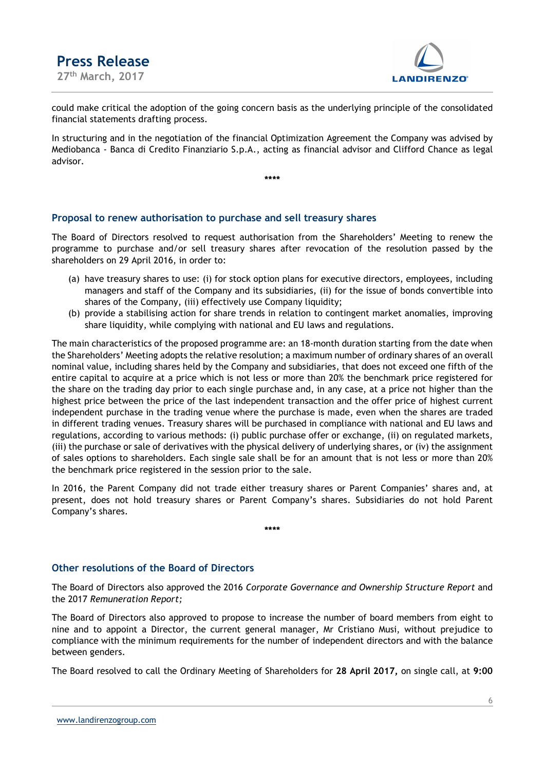could make critical the adoption of the going concern basis as the underlying principle of the consolidated financial statements drafting process.

In structuring and in the negotiation of the financial Optimization Agreement the Company was advised by Mediobanca - Banca di Credito Finanziario S.p.A., acting as financial advisor and Clifford Chance as legal advisor.

\*\*\*\*

## Proposal to renew authorisation to purchase and sell treasury shares

The Board of Directors resolved to request authorisation from the Shareholders' Meeting to renew the programme to purchase and/or sell treasury shares after revocation of the resolution passed by the shareholders on 29 April 2016, in order to:

(a) have treasury shares to use: (i) for stock option plans for executive directors, employees, including managers and staff of the Company and its subsidiaries, (ii) for the issue of bonds convertible into shares of the Company, (iii) effectively use Company liquidity;
(b) provide a stabilising action for share trends in relation to contingent market anomalies, improving share liquidity, while complying with national and EU laws and regulations.

The main characteristics of the proposed programme are: an 18-month duration starting from the date when the Shareholders' Meeting adopts the relative resolution; a maximum number of ordinary shares of an overall nominal value, including shares held by the Company and subsidiaries, that does not exceed one fifth of the entire capital to acquire at a price which is not less or more than 20% the benchmark price registered for the share on the trading day prior to each single purchase and, in any case, at a price not higher than the highest price between the price of the last independent transaction and the offer price of highest current independent purchase in the trading venue where the purchase is made, even when the shares are traded in different trading venues. Treasury shares will be purchased in compliance with national and EU laws and regulations, according to various methods: (i) public purchase offer or exchange, (ii) on regulated markets, (iii) the purchase or sale of derivatives with the physical delivery of underlying shares, or (iv) the assignment of sales options to shareholders. Each single sale shall be for an amount that is not less or more than 20% the benchmark price registered in the session prior to the sale.

In 2016, the Parent Company did not trade either treasury shares or Parent Companies' shares and, at present, does not hold treasury shares or Parent Company's shares. Subsidiaries do not hold Parent Company's shares.

\*\*\*\*

## Other resolutions of the Board of Directors

The Board of Directors also approved the 2016 *Corporate Governance and Ownership Structure Report* and the 2017 *Remuneration Report;*

The Board of Directors also approved to propose to increase the number of board members from eight to nine and to appoint a Director, the current general manager, Mr Cristiano Musi, without prejudice to compliance with the minimum requirements for the number of independent directors and with the balance between genders.

The Board resolved to call the Ordinary Meeting of Shareholders for **28 April 2017,** on single call, at **9:00**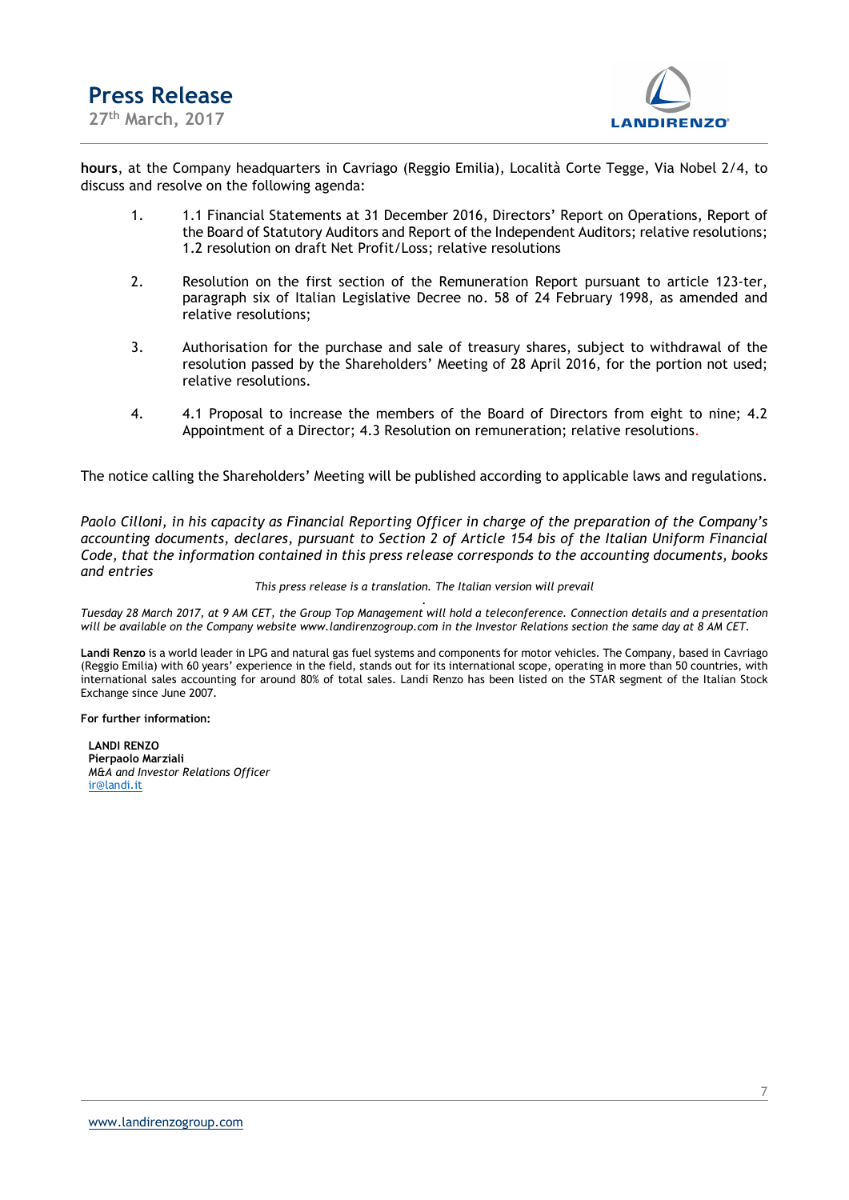**hours**, at the Company headquarters in Cavriago (Reggio Emilia), Località Corte Tegge, Via Nobel 2/4, to discuss and resolve on the following agenda:

1. 1.1 Financial Statements at 31 December 2016, Directors' Report on Operations, Report of the Board of Statutory Auditors and Report of the Independent Auditors; relative resolutions; 1.2 resolution on draft Net Profit/Loss; relative resolutions

2. Resolution on the first section of the Remuneration Report pursuant to article 123-ter, paragraph six of Italian Legislative Decree no. 58 of 24 February 1998, as amended and relative resolutions;

3. Authorisation for the purchase and sale of treasury shares, subject to withdrawal of the resolution passed by the Shareholders' Meeting of 28 April 2016, for the portion not used; relative resolutions.

4. 4.1 Proposal to increase the members of the Board of Directors from eight to nine; 4.2 Appointment of a Director; 4.3 Resolution on remuneration; relative resolutions.

The notice calling the Shareholders' Meeting will be published according to applicable laws and regulations.

*Paolo Cilloni, in his capacity as Financial Reporting Officer in charge of the preparation of the Company's accounting documents, declares, pursuant to Section 2 of Article 154 bis of the Italian Uniform Financial Code, that the information contained in this press release corresponds to the accounting documents, books and entries*

*This press release is a translation. The Italian version will prevail*

*Tuesday 28 March 2017, at 9 AM CET, the Group Top Management will hold a teleconference. Connection details and a presentation will be available on the Company website www.landirenzogroup.com in the Investor Relations section the same day at 8 AM CET.*

**Landi Renzo** is a world leader in LPG and natural gas fuel systems and components for motor vehicles. The Company, based in Cavriago (Reggio Emilia) with 60 years' experience in the field, stands out for its international scope, operating in more than 50 countries, with international sales accounting for around 80% of total sales. Landi Renzo has been listed on the STAR segment of the Italian Stock Exchange since June 2007.

**For further information:**

**LANDI RENZO**
**Pierpaolo Marziali**
*M&A and Investor Relations Officer*
ir@landi.it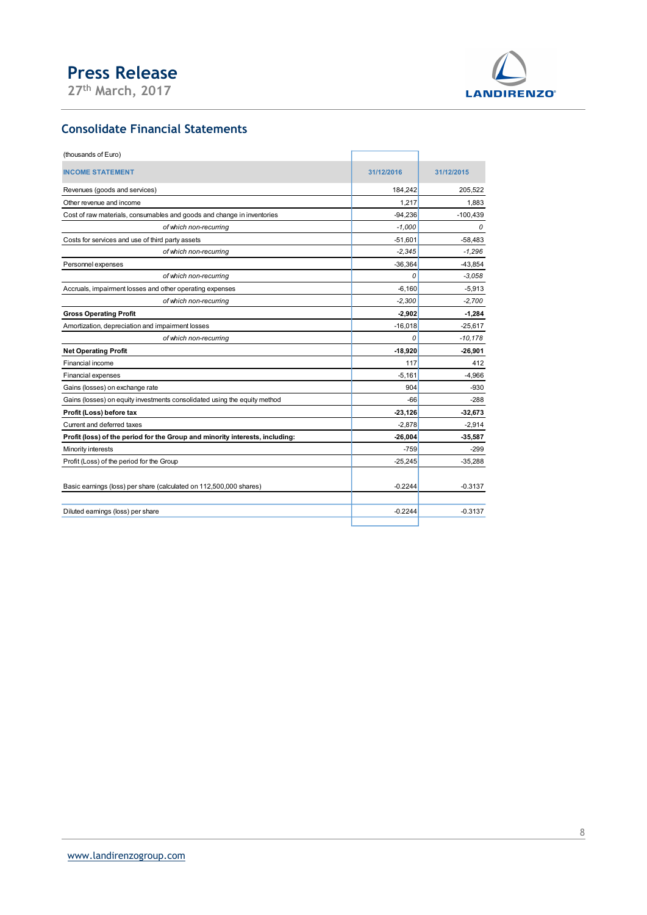## Consolidate Financial Statements

| (thousands of Euro) | | |
|---|---|---|
| **INCOME STATEMENT** | **31/12/2016** | **31/12/2015** |
| Revenues (goods and services) | 184,242 | 205,522 |
| Other revenue and income | 1,217 | 1,883 |
| Cost of raw materials, consumables and goods and change in inventories | -94,236 | -100,439 |
| *of which non-recurring* | *-1,000* | *0* |
| Costs for services and use of third party assets | -51,601 | -58,483 |
| *of which non-recurring* | *-2,345* | *-1,296* |
| Personnel expenses | -36,364 | -43,854 |
| *of which non-recurring* | *0* | *-3,058* |
| Accruals, impairment losses and other operating expenses | -6,160 | -5,913 |
| *of which non-recurring* | *-2,300* | *-2,700* |
| **Gross Operating Profit** | **-2,902** | **-1,284** |
| Amortization, depreciation and impairment losses | -16,018 | -25,617 |
| *of which non-recurring* | *0* | *-10,178* |
| **Net Operating Profit** | **-18,920** | **-26,901** |
| Financial income | 117 | 412 |
| Financial expenses | -5,161 | -4,966 |
| Gains (losses) on exchange rate | 904 | -930 |
| Gains (losses) on equity investments consolidated using the equity method | -66 | -288 |
| **Profit (Loss) before tax** | **-23,126** | **-32,673** |
| Current and deferred taxes | -2,878 | -2,914 |
| **Profit (loss) of the period for the Group and minority interests, including:** | **-26,004** | **-35,587** |
| Minority interests | -759 | -299 |
| Profit (Loss) of the period for the Group | -25,245 | -35,288 |
| Basic earnings (loss) per share (calculated on 112,500,000 shares) | -0.2244 | -0.3137 |
| Diluted earnings (loss) per share | -0.2244 | -0.3137 |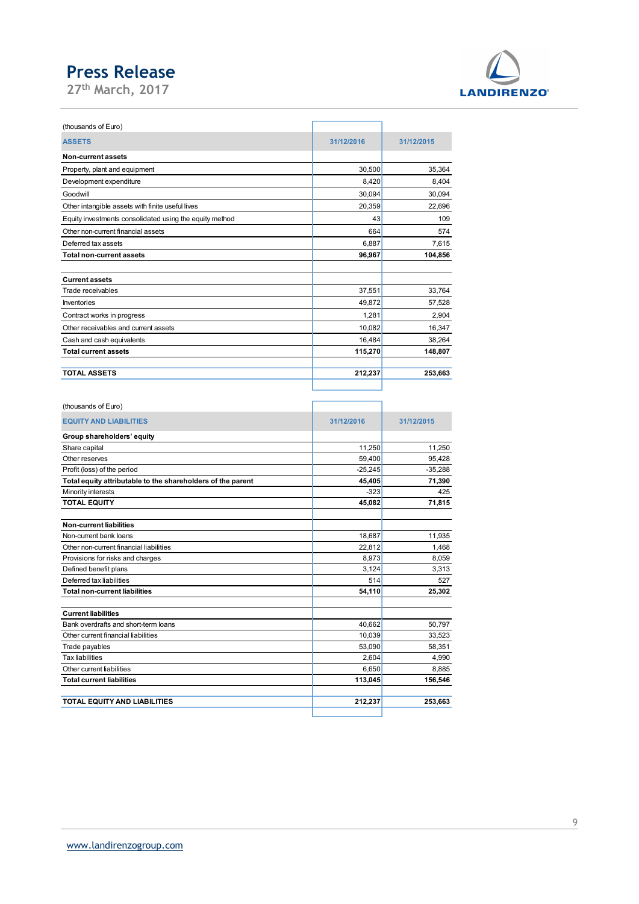(thousands of Euro)

| ASSETS | 31/12/2016 | 31/12/2015 |
|---|---|---|
| **Non-current assets** | | |
| Property, plant and equipment | 30,500 | 35,364 |
| Development expenditure | 8,420 | 8,404 |
| Goodwill | 30,094 | 30,094 |
| Other intangible assets with finite useful lives | 20,359 | 22,696 |
| Equity investments consolidated using the equity method | 43 | 109 |
| Other non-current financial assets | 664 | 574 |
| Deferred tax assets | 6,887 | 7,615 |
| **Total non-current assets** | **96,967** | **104,856** |
| | | |
| **Current assets** | | |
| Trade receivables | 37,551 | 33,764 |
| Inventories | 49,872 | 57,528 |
| Contract works in progress | 1,281 | 2,904 |
| Other receivables and current assets | 10,082 | 16,347 |
| Cash and cash equivalents | 16,484 | 38,264 |
| **Total current assets** | **115,270** | **148,807** |
| | | |
| **TOTAL ASSETS** | **212,237** | **253,663** |

(thousands of Euro)

| EQUITY AND LIABILITIES | 31/12/2016 | 31/12/2015 |
|---|---|---|
| **Group shareholders' equity** | | |
| Share capital | 11,250 | 11,250 |
| Other reserves | 59,400 | 95,428 |
| Profit (loss) of the period | -25,245 | -35,288 |
| **Total equity attributable to the shareholders of the parent** | **45,405** | **71,390** |
| Minority interests | -323 | 425 |
| **TOTAL EQUITY** | **45,082** | **71,815** |
| | | |
| **Non-current liabilities** | | |
| Non-current bank loans | 18,687 | 11,935 |
| Other non-current financial liabilities | 22,812 | 1,468 |
| Provisions for risks and charges | 8,973 | 8,059 |
| Defined benefit plans | 3,124 | 3,313 |
| Deferred tax liabilities | 514 | 527 |
| **Total non-current liabilities** | **54,110** | **25,302** |
| | | |
| **Current liabilities** | | |
| Bank overdrafts and short-term loans | 40,662 | 50,797 |
| Other current financial liabilities | 10,039 | 33,523 |
| Trade payables | 53,090 | 58,351 |
| Tax liabilities | 2,604 | 4,990 |
| Other current liabilities | 6,650 | 8,885 |
| **Total current liabilities** | **113,045** | **156,546** |
| | | |
| **TOTAL EQUITY AND LIABILITIES** | **212,237** | **253,663** |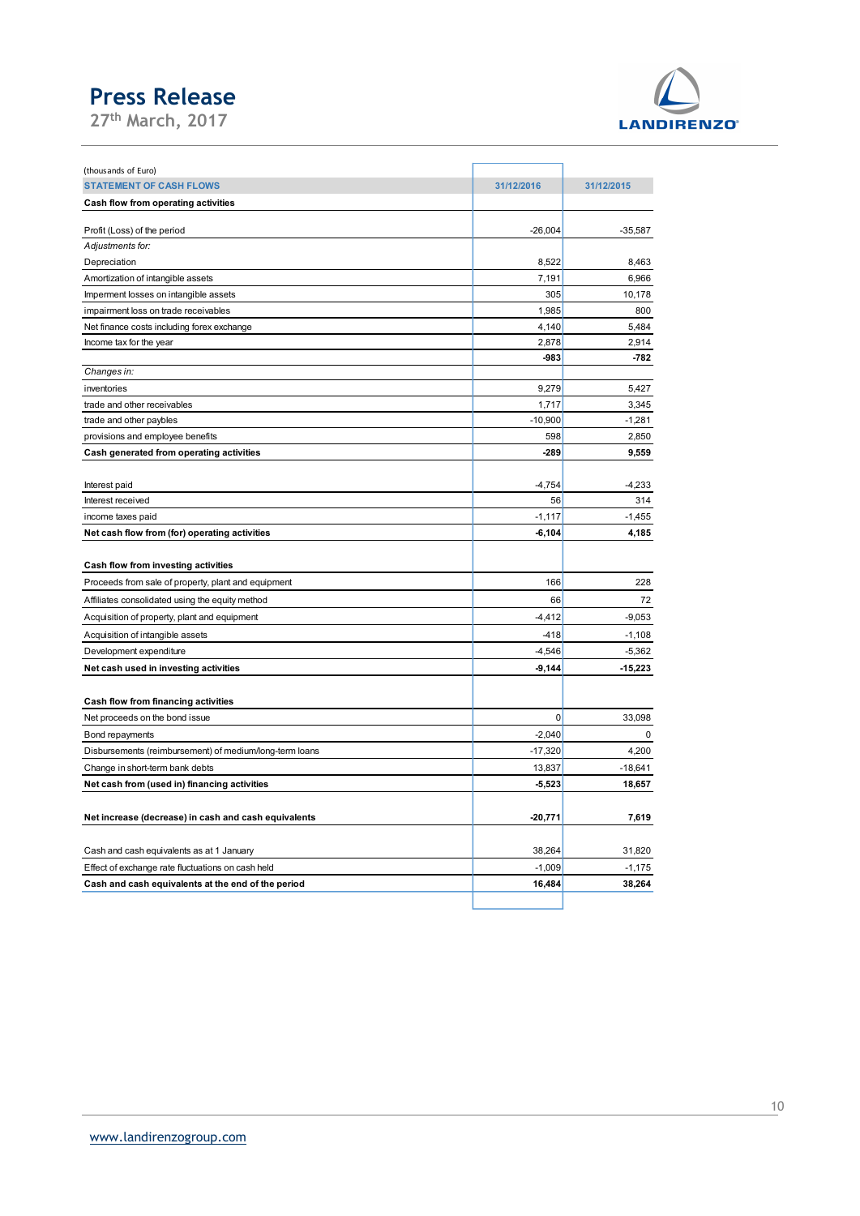# Press Release

27th March, 2017

(thousands of Euro)

| STATEMENT OF CASH FLOWS | 31/12/2016 | 31/12/2015 |
|---|---|---|
| **Cash flow from operating activities** | | |
| Profit (Loss) of the period | -26,004 | -35,587 |
| *Adjustments for:* | | |
| Depreciation | 8,522 | 8,463 |
| Amortization of intangible assets | 7,191 | 6,966 |
| Imperment losses on intangible assets | 305 | 10,178 |
| impairment loss on trade receivables | 1,985 | 800 |
| Net finance costs including forex exchange | 4,140 | 5,484 |
| Income tax for the year | 2,878 | 2,914 |
| | **-983** | **-782** |
| *Changes in:* | | |
| inventories | 9,279 | 5,427 |
| trade and other receivables | 1,717 | 3,345 |
| trade and other paybles | -10,900 | -1,281 |
| provisions and employee benefits | 598 | 2,850 |
| **Cash generated from operating activities** | **-289** | **9,559** |
| Interest paid | -4,754 | -4,233 |
| Interest received | 56 | 314 |
| income taxes paid | -1,117 | -1,455 |
| **Net cash flow from (for) operating activities** | **-6,104** | **4,185** |
| **Cash flow from investing activities** | | |
| Proceeds from sale of property, plant and equipment | 166 | 228 |
| Affiliates consolidated using the equity method | 66 | 72 |
| Acquisition of property, plant and equipment | -4,412 | -9,053 |
| Acquisition of intangible assets | -418 | -1,108 |
| Development expenditure | -4,546 | -5,362 |
| **Net cash used in investing activities** | **-9,144** | **-15,223** |
| **Cash flow from financing activities** | | |
| Net proceeds on the bond issue | 0 | 33,098 |
| Bond repayments | -2,040 | 0 |
| Disbursements (reimbursement) of medium/long-term loans | -17,320 | 4,200 |
| Change in short-term bank debts | 13,837 | -18,641 |
| **Net cash from (used in) financing activities** | **-5,523** | **18,657** |
| **Net increase (decrease) in cash and cash equivalents** | **-20,771** | **7,619** |
| Cash and cash equivalents as at 1 January | 38,264 | 31,820 |
| Effect of exchange rate fluctuations on cash held | -1,009 | -1,175 |
| **Cash and cash equivalents at the end of the period** | **16,484** | **38,264** |

www.landirenzogroup.com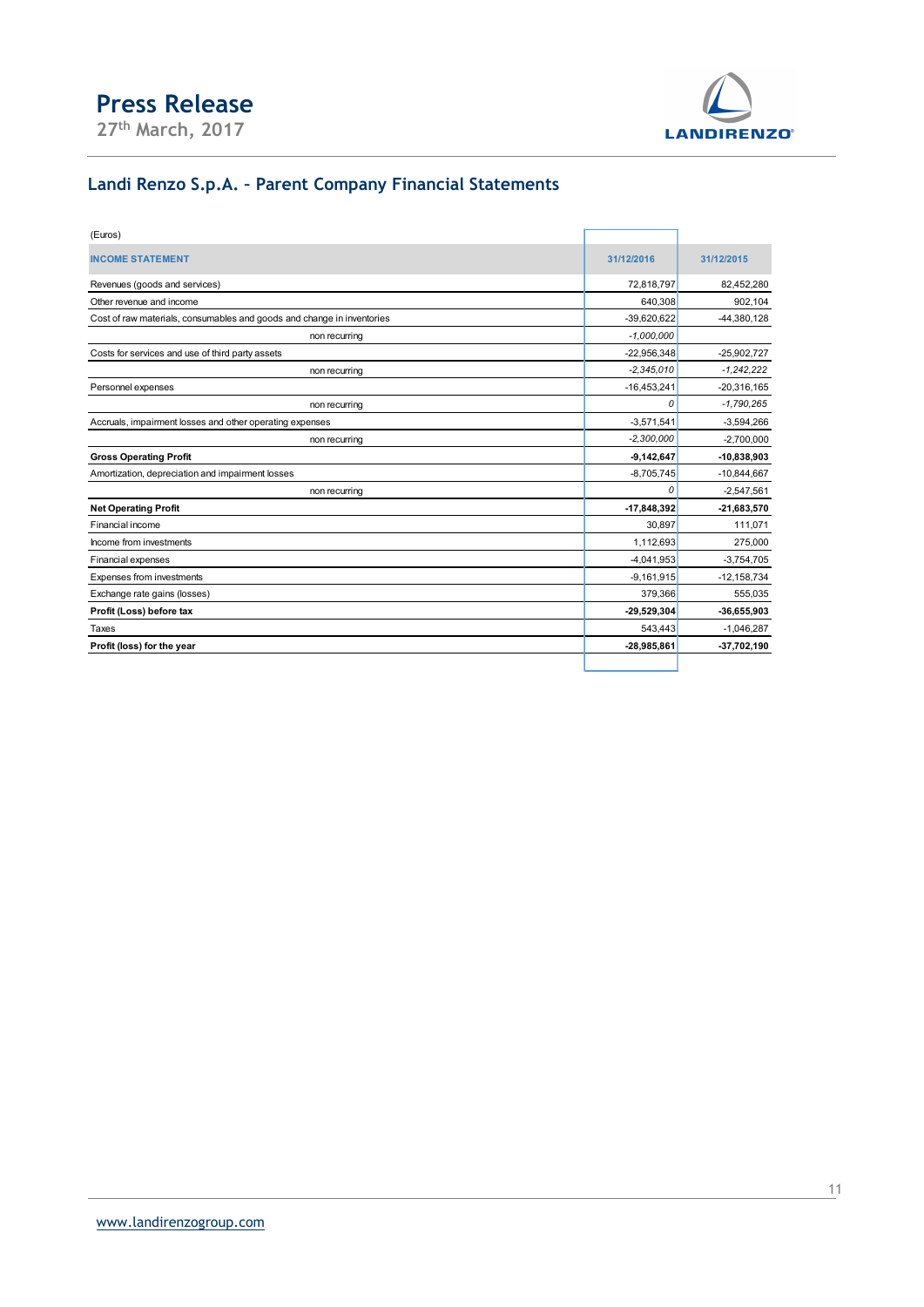# Press Release

27th March, 2017

## Landi Renzo S.p.A. – Parent Company Financial Statements

(Euros)

| INCOME STATEMENT | 31/12/2016 | 31/12/2015 |
|---|---|---|
| Revenues (goods and services) | 72,818,797 | 82,452,280 |
| Other revenue and income | 640,308 | 902,104 |
| Cost of raw materials, consumables and goods and change in inventories | -39,620,622 | -44,380,128 |
| non recurring | *-1,000,000* | |
| Costs for services and use of third party assets | -22,956,348 | -25,902,727 |
| non recurring | *-2,345,010* | *-1,242,222* |
| Personnel expenses | -16,453,241 | -20,316,165 |
| non recurring | *0* | *-1,790,265* |
| Accruals, impairment losses and other operating expenses | -3,571,541 | -3,594,266 |
| non recurring | *-2,300,000* | -2,700,000 |
| **Gross Operating Profit** | **-9,142,647** | **-10,838,903** |
| Amortization, depreciation and impairment losses | -8,705,745 | -10,844,667 |
| non recurring | *0* | -2,547,561 |
| **Net Operating Profit** | **-17,848,392** | **-21,683,570** |
| Financial income | 30,897 | 111,071 |
| Income from investments | 1,112,693 | 275,000 |
| Financial expenses | -4,041,953 | -3,754,705 |
| Expenses from investments | -9,161,915 | -12,158,734 |
| Exchange rate gains (losses) | 379,366 | 555,035 |
| **Profit (Loss) before tax** | **-29,529,304** | **-36,655,903** |
| Taxes | 543,443 | -1,046,287 |
| **Profit (loss) for the year** | **-28,985,861** | **-37,702,190** |

www.landirenzogroup.com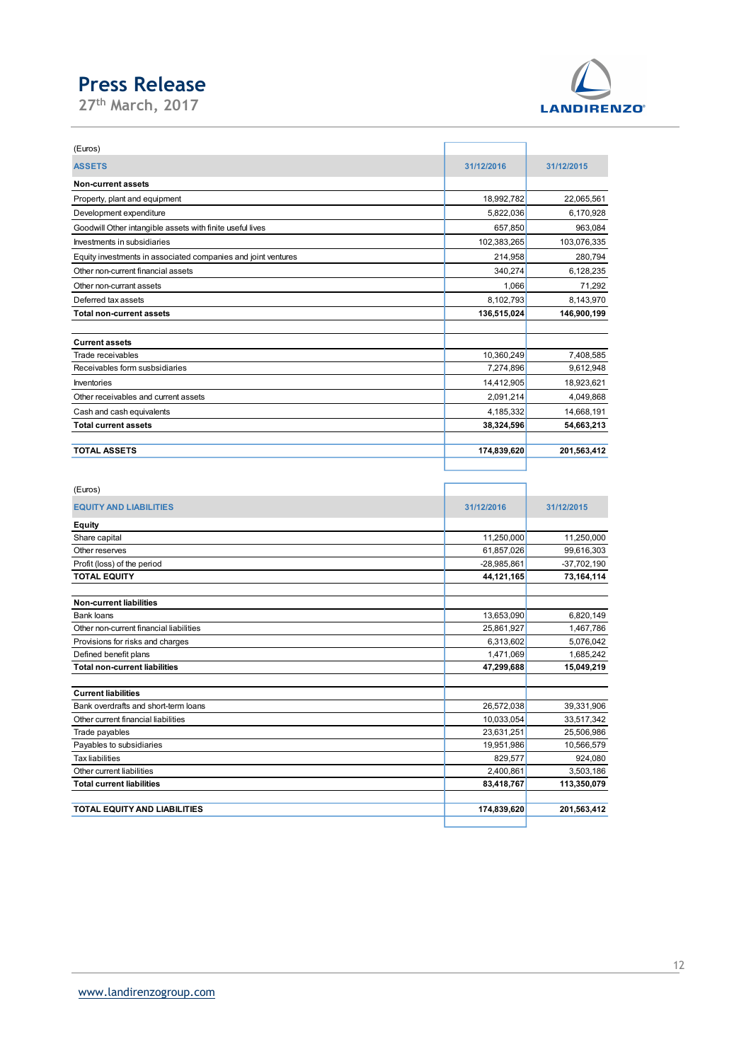# Press Release

27th March, 2017

(Euros)

| ASSETS | 31/12/2016 | 31/12/2015 |
|---|---|---|
| **Non-current assets** | | |
| Property, plant and equipment | 18,992,782 | 22,065,561 |
| Development expenditure | 5,822,036 | 6,170,928 |
| Goodwill Other intangible assets with finite useful lives | 657,850 | 963,084 |
| Investments in subsidiaries | 102,383,265 | 103,076,335 |
| Equity investments in associated companies and joint ventures | 214,958 | 280,794 |
| Other non-current financial assets | 340,274 | 6,128,235 |
| Other non-currant assets | 1,066 | 71,292 |
| Deferred tax assets | 8,102,793 | 8,143,970 |
| **Total non-current assets** | **136,515,024** | **146,900,199** |
| | | |
| **Current assets** | | |
| Trade receivables | 10,360,249 | 7,408,585 |
| Receivables form susbsidiaries | 7,274,896 | 9,612,948 |
| Inventories | 14,412,905 | 18,923,621 |
| Other receivables and current assets | 2,091,214 | 4,049,868 |
| Cash and cash equivalents | 4,185,332 | 14,668,191 |
| **Total current assets** | **38,324,596** | **54,663,213** |
| | | |
| **TOTAL ASSETS** | **174,839,620** | **201,563,412** |

(Euros)

| EQUITY AND LIABILITIES | 31/12/2016 | 31/12/2015 |
|---|---|---|
| **Equity** | | |
| Share capital | 11,250,000 | 11,250,000 |
| Other reserves | 61,857,026 | 99,616,303 |
| Profit (loss) of the period | -28,985,861 | -37,702,190 |
| **TOTAL EQUITY** | **44,121,165** | **73,164,114** |
| | | |
| **Non-current liabilities** | | |
| Bank loans | 13,653,090 | 6,820,149 |
| Other non-current financial liabilities | 25,861,927 | 1,467,786 |
| Provisions for risks and charges | 6,313,602 | 5,076,042 |
| Defined benefit plans | 1,471,069 | 1,685,242 |
| **Total non-current liabilities** | **47,299,688** | **15,049,219** |
| | | |
| **Current liabilities** | | |
| Bank overdrafts and short-term loans | 26,572,038 | 39,331,906 |
| Other current financial liabilities | 10,033,054 | 33,517,342 |
| Trade payables | 23,631,251 | 25,506,986 |
| Payables to subsidiaries | 19,951,986 | 10,566,579 |
| Tax liabilities | 829,577 | 924,080 |
| Other current liabilities | 2,400,861 | 3,503,186 |
| **Total current liabilities** | **83,418,767** | **113,350,079** |
| | | |
| **TOTAL EQUITY AND LIABILITIES** | **174,839,620** | **201,563,412** |

www.landirenzogroup.com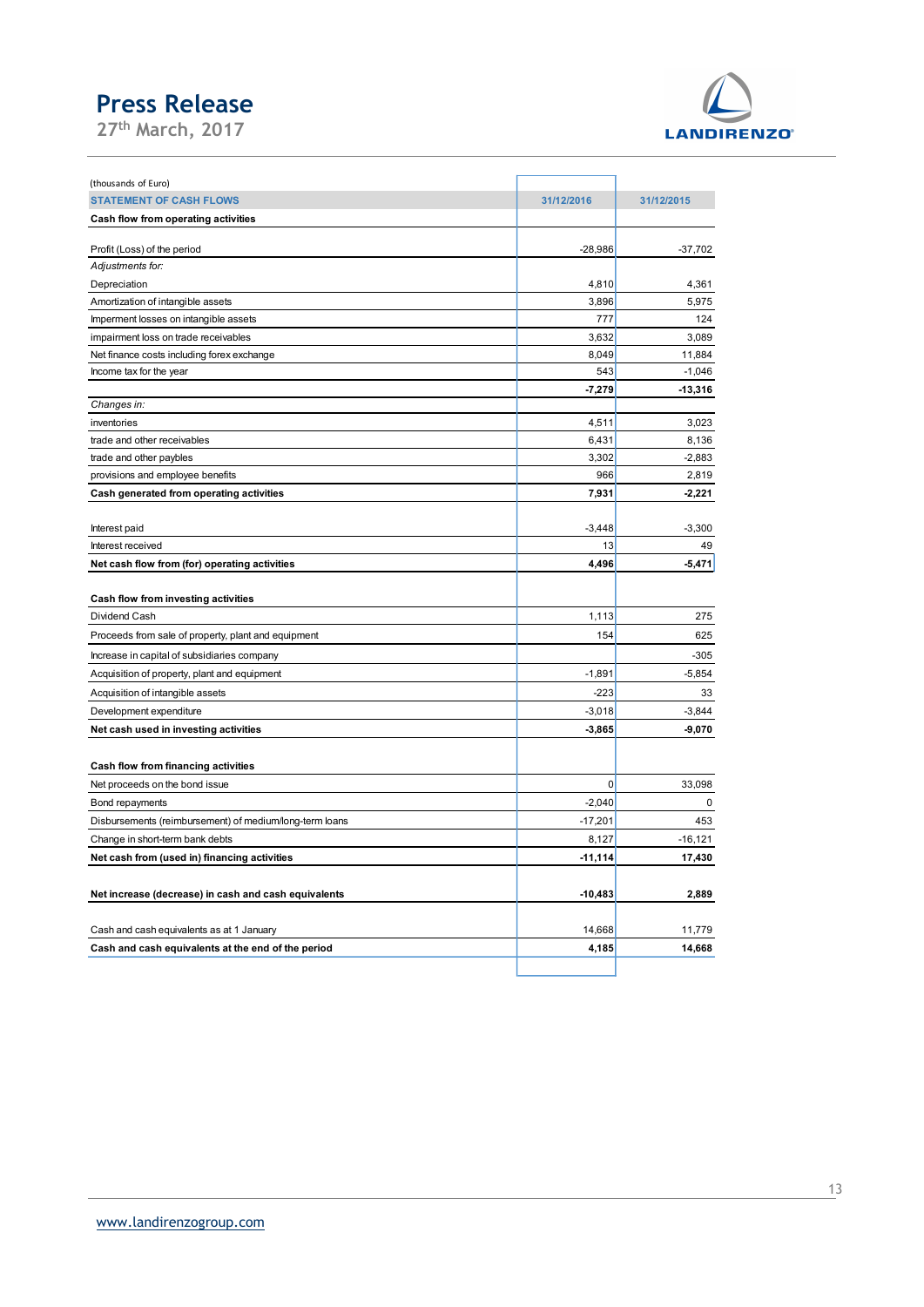# Press Release

27th March, 2017

(thousands of Euro)

| STATEMENT OF CASH FLOWS | 31/12/2016 | 31/12/2015 |
|---|---|---|
| **Cash flow from operating activities** | | |
| Profit (Loss) of the period | -28,986 | -37,702 |
| *Adjustments for:* | | |
| Depreciation | 4,810 | 4,361 |
| Amortization of intangible assets | 3,896 | 5,975 |
| Imperment losses on intangible assets | 777 | 124 |
| impairment loss on trade receivables | 3,632 | 3,089 |
| Net finance costs including forex exchange | 8,049 | 11,884 |
| Income tax for the year | 543 | -1,046 |
| | **-7,279** | **-13,316** |
| *Changes in:* | | |
| inventories | 4,511 | 3,023 |
| trade and other receivables | 6,431 | 8,136 |
| trade and other paybles | 3,302 | -2,883 |
| provisions and employee benefits | 966 | 2,819 |
| **Cash generated from operating activities** | **7,931** | **-2,221** |
| Interest paid | -3,448 | -3,300 |
| Interest received | 13 | 49 |
| **Net cash flow from (for) operating activities** | **4,496** | **-5,471** |
| **Cash flow from investing activities** | | |
| Dividend Cash | 1,113 | 275 |
| Proceeds from sale of property, plant and equipment | 154 | 625 |
| Increase in capital of subsidiaries company | | -305 |
| Acquisition of property, plant and equipment | -1,891 | -5,854 |
| Acquisition of intangible assets | -223 | 33 |
| Development expenditure | -3,018 | -3,844 |
| **Net cash used in investing activities** | **-3,865** | **-9,070** |
| **Cash flow from financing activities** | | |
| Net proceeds on the bond issue | 0 | 33,098 |
| Bond repayments | -2,040 | 0 |
| Disbursements (reimbursement) of medium/long-term loans | -17,201 | 453 |
| Change in short-term bank debts | 8,127 | -16,121 |
| **Net cash from (used in) financing activities** | **-11,114** | **17,430** |
| **Net increase (decrease) in cash and cash equivalents** | **-10,483** | **2,889** |
| Cash and cash equivalents as at 1 January | 14,668 | 11,779 |
| **Cash and cash equivalents at the end of the period** | **4,185** | **14,668** |

www.landirenzogroup.com